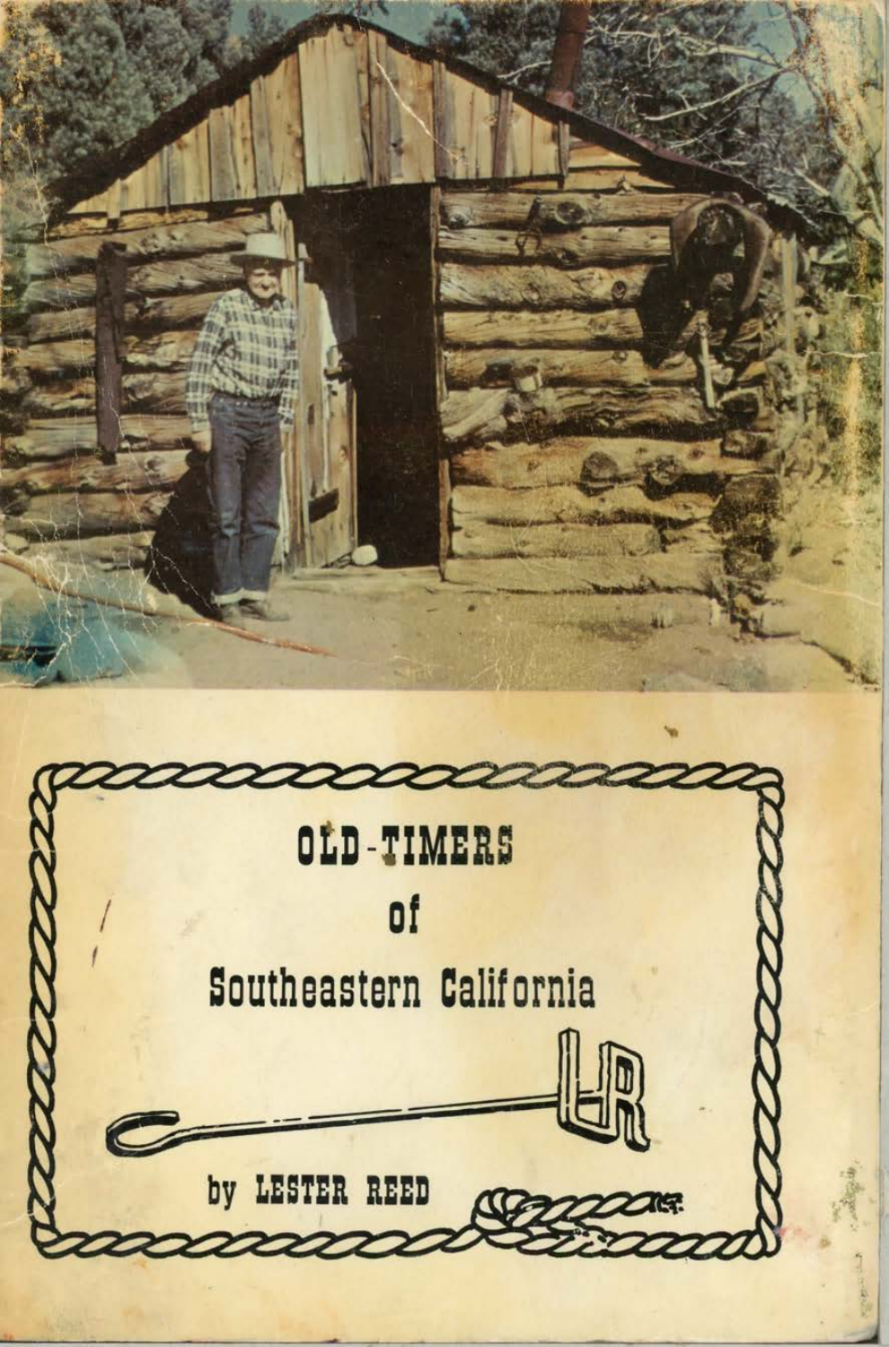# OLD-TIMERS of Southeastern California

LR

by LESTER REED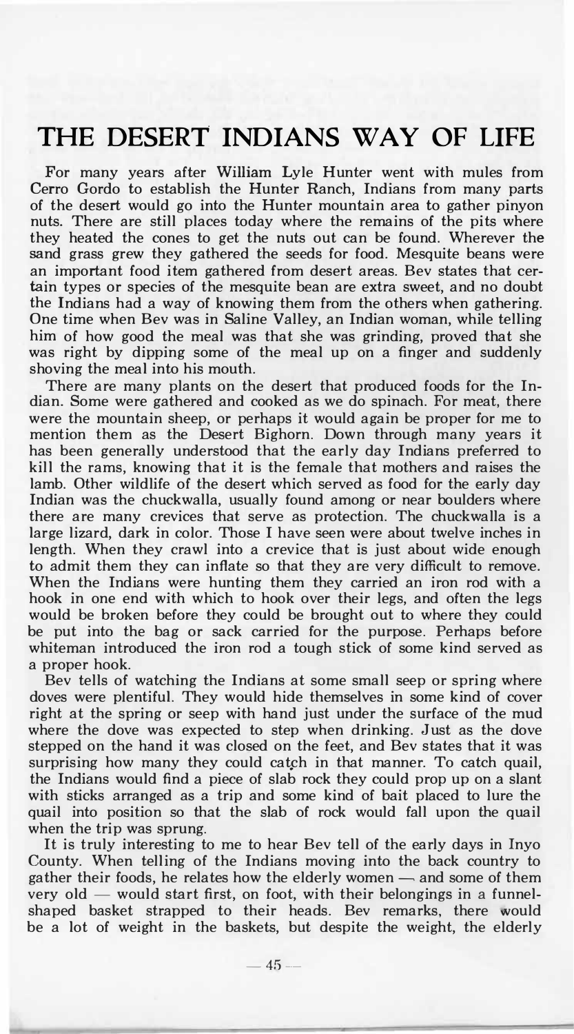# THE DESERT INDIANS WAY OF LIFE

For many years after William Lyle Hunter went with mules from Cerro Gordo to establish the Hunter Ranch, Indians from many parts of the desert would go into the Hunter mountain area to gather pinyon nuts. There are still places today where the remains of the pits where they heated the cones to get the nuts out can be found. Wherever the sand grass grew they gathered the seeds for food. Mesquite beans were an important food item gathered from desert areas. Bev states that certain types or species of the mesquite bean are extra sweet, and no doubt the Indians had a way of knowing them from the others when gathering. One time when Bev was in Saline Valley, an Indian woman, while telling him of how good the meal was that she was grinding, proved that she was right by dipping some of the meal up on a finger and suddenly shoving the meal into his mouth.

There are many plants on the desert that produced foods for the Indian. Some were gathered and cooked as we do spinach. For meat, there were the mountain sheep, or perhaps it would again be proper for me to mention them as the Desert Bighorn. Down through many years it has been generally understood that the early day Indians preferred to kill the rams, knowing that it is the female that mothers and raises the lamb. Other wildlife of the desert which served as food for the early day Indian was the chuckwalla, usually found among or near boulders where there are many crevices that serve as protection. The chuckwalla is a large lizard, dark in color. Those I have seen were about twelve inches in length. When they crawl into a crevice that is just about wide enough to admit them they can inflate so that they are very difficult to remove. When the Indians were hunting them they carried an iron rod with a hook in one end with which to hook over their legs, and often the legs would be broken before they could be brought out to where they could be put into the bag or sack carried for the purpose. Perhaps before whiteman introduced the iron rod a tough stick of some kind served as a proper hook.

Bev tells of watching the Indians at some small seep or spring where doves were plentiful. They would hide themselves in some kind of cover right at the spring or seep with hand just under the surface of the mud where the dove was expected to step when drinking. Just as the dove stepped on the hand it was closed on the feet, and Bev states that it was surprising how many they could catch in that manner. To catch quail, the Indians would find a piece of slab rock they could prop up on a slant with sticks arranged as a trip and some kind of bait placed to lure the quail into position so that the slab of rock would fall upon the quail when the trip was sprung.

It is truly interesting to me to hear Bev tell of the early days in Inyo County. When telling of the Indians moving into the back country to gather their foods, he relates how the elderly women — and some of them very old — would start first, on foot, with their belongings in a funnel-shaped basket strapped to their heads. Bev remarks, there would be a lot of weight in the baskets, but despite the weight, the elderly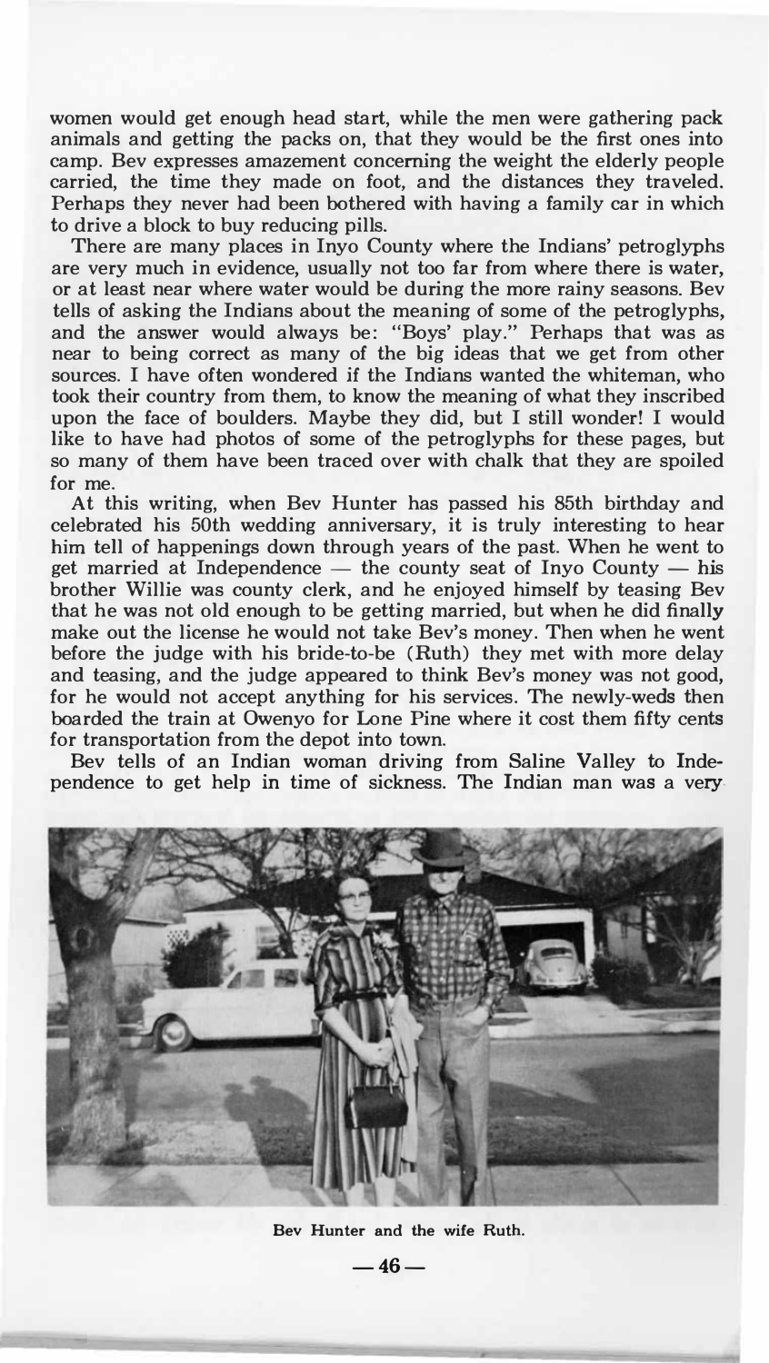women would get enough head start, while the men were gathering pack animals and getting the packs on, that they would be the first ones into camp. Bev expresses amazement concerning the weight the elderly people carried, the time they made on foot, and the distances they traveled. Perhaps they never had been bothered with having a family car in which to drive a block to buy reducing pills.

There are many places in Inyo County where the Indians' petroglyphs are very much in evidence, usually not too far from where there is water, or at least near where water would be during the more rainy seasons. Bev tells of asking the Indians about the meaning of some of the petroglyphs, and the answer would always be: "Boys' play." Perhaps that was as near to being correct as many of the big ideas that we get from other sources. I have often wondered if the Indians wanted the whiteman, who took their country from them, to know the meaning of what they inscribed upon the face of boulders. Maybe they did, but I still wonder! I would like to have had photos of some of the petroglyphs for these pages, but so many of them have been traced over with chalk that they are spoiled for me.

At this writing, when Bev Hunter has passed his 85th birthday and celebrated his 50th wedding anniversary, it is truly interesting to hear him tell of happenings down through years of the past. When he went to get married at Independence — the county seat of Inyo County — his brother Willie was county clerk, and he enjoyed himself by teasing Bev that he was not old enough to be getting married, but when he did finally make out the license he would not take Bev's money. Then when he went before the judge with his bride-to-be (Ruth) they met with more delay and teasing, and the judge appeared to think Bev's money was not good, for he would not accept anything for his services. The newly-weds then boarded the train at Owenyo for Lone Pine where it cost them fifty cents for transportation from the depot into town.

Bev tells of an Indian woman driving from Saline Valley to Independence to get help in time of sickness. The Indian man was a very

Bev Hunter and the wife Ruth.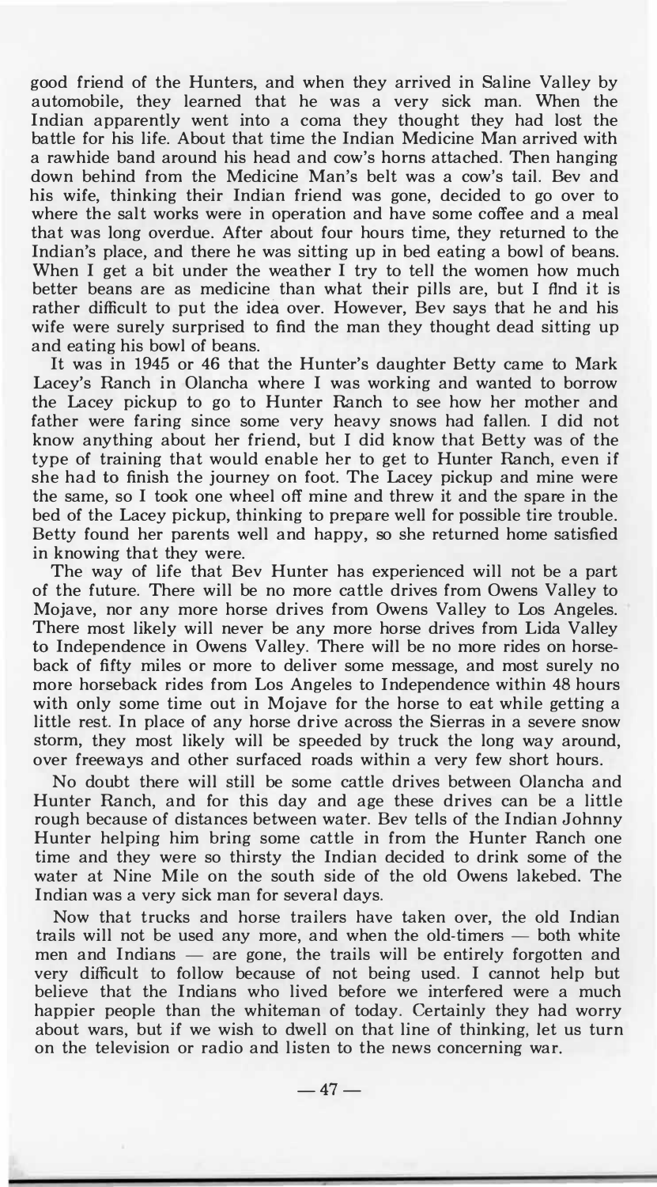good friend of the Hunters, and when they arrived in Saline Valley by automobile, they learned that he was a very sick man. When the Indian apparently went into a coma they thought they had lost the battle for his life. About that time the Indian Medicine Man arrived with a rawhide band around his head and cow's horns attached. Then hanging down behind from the Medicine Man's belt was a cow's tail. Bev and his wife, thinking their Indian friend was gone, decided to go over to where the salt works were in operation and have some coffee and a meal that was long overdue. After about four hours time, they returned to the Indian's place, and there he was sitting up in bed eating a bowl of beans. When I get a bit under the weather I try to tell the women how much better beans are as medicine than what their pills are, but I find it is rather difficult to put the idea over. However, Bev says that he and his wife were surely surprised to find the man they thought dead sitting up and eating his bowl of beans.

It was in 1945 or 46 that the Hunter's daughter Betty came to Mark Lacey's Ranch in Olancha where I was working and wanted to borrow the Lacey pickup to go to Hunter Ranch to see how her mother and father were faring since some very heavy snows had fallen. I did not know anything about her friend, but I did know that Betty was of the type of training that would enable her to get to Hunter Ranch, even if she had to finish the journey on foot. The Lacey pickup and mine were the same, so I took one wheel off mine and threw it and the spare in the bed of the Lacey pickup, thinking to prepare well for possible tire trouble. Betty found her parents well and happy, so she returned home satisfied in knowing that they were.

The way of life that Bev Hunter has experienced will not be a part of the future. There will be no more cattle drives from Owens Valley to Mojave, nor any more horse drives from Owens Valley to Los Angeles. There most likely will never be any more horse drives from Lida Valley to Independence in Owens Valley. There will be no more rides on horseback of fifty miles or more to deliver some message, and most surely no more horseback rides from Los Angeles to Independence within 48 hours with only some time out in Mojave for the horse to eat while getting a little rest. In place of any horse drive across the Sierras in a severe snow storm, they most likely will be speeded by truck the long way around, over freeways and other surfaced roads within a very few short hours.

No doubt there will still be some cattle drives between Olancha and Hunter Ranch, and for this day and age these drives can be a little rough because of distances between water. Bev tells of the Indian Johnny Hunter helping him bring some cattle in from the Hunter Ranch one time and they were so thirsty the Indian decided to drink some of the water at Nine Mile on the south side of the old Owens lakebed. The Indian was a very sick man for several days.

Now that trucks and horse trailers have taken over, the old Indian trails will not be used any more, and when the old-timers — both white men and Indians — are gone, the trails will be entirely forgotten and very difficult to follow because of not being used. I cannot help but believe that the Indians who lived before we interfered were a much happier people than the whiteman of today. Certainly they had worry about wars, but if we wish to dwell on that line of thinking, let us turn on the television or radio and listen to the news concerning war.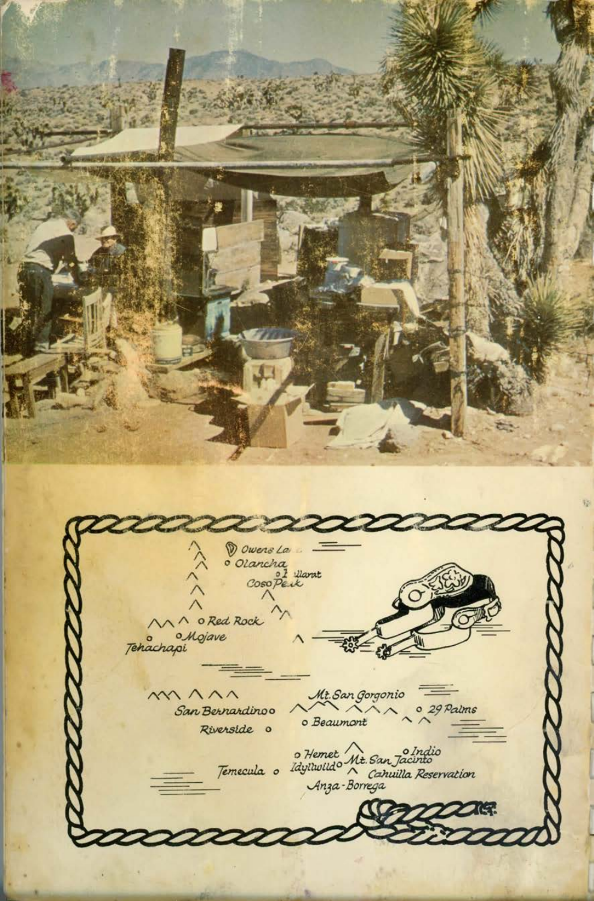Owens Lake
Olancha
Ballarat
Coso Peak
Red Rock
Mojave
Tehachapi
Mt. San Gorgonio
San Bernardino
29 Palms
Beaumont
Riverside
Hemet
Indio
Idyllwild
Mt. San Jacinto
Temecula
Cahuilla Reservation
Anza-Borrega